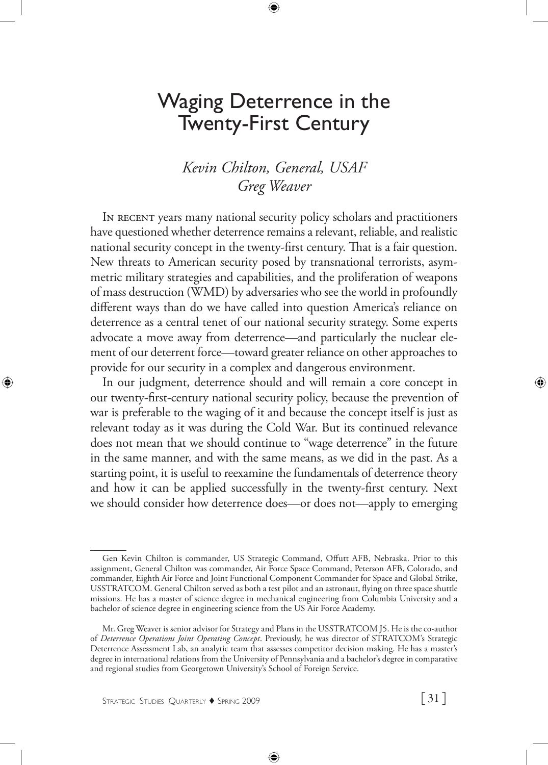# Waging Deterrence in the Twenty-First Century

*Kevin Chilton, General, USAF*
*Greg Weaver*

In recent years many national security policy scholars and practitioners have questioned whether deterrence remains a relevant, reliable, and realistic national security concept in the twenty-first century. That is a fair question. New threats to American security posed by transnational terrorists, asymmetric military strategies and capabilities, and the proliferation of weapons of mass destruction (WMD) by adversaries who see the world in profoundly different ways than do we have called into question America's reliance on deterrence as a central tenet of our national security strategy. Some experts advocate a move away from deterrence—and particularly the nuclear element of our deterrent force—toward greater reliance on other approaches to provide for our security in a complex and dangerous environment.

In our judgment, deterrence should and will remain a core concept in our twenty-first-century national security policy, because the prevention of war is preferable to the waging of it and because the concept itself is just as relevant today as it was during the Cold War. But its continued relevance does not mean that we should continue to "wage deterrence" in the future in the same manner, and with the same means, as we did in the past. As a starting point, it is useful to reexamine the fundamentals of deterrence theory and how it can be applied successfully in the twenty-first century. Next we should consider how deterrence does—or does not—apply to emerging

---

Gen Kevin Chilton is commander, US Strategic Command, Offutt AFB, Nebraska. Prior to this assignment, General Chilton was commander, Air Force Space Command, Peterson AFB, Colorado, and commander, Eighth Air Force and Joint Functional Component Commander for Space and Global Strike, USSTRATCOM. General Chilton served as both a test pilot and an astronaut, flying on three space shuttle missions. He has a master of science degree in mechanical engineering from Columbia University and a bachelor of science degree in engineering science from the US Air Force Academy.

Mr. Greg Weaver is senior advisor for Strategy and Plans in the USSTRATCOM J5. He is the co-author of *Deterrence Operations Joint Operating Concept*. Previously, he was director of STRATCOM's Strategic Deterrence Assessment Lab, an analytic team that assesses competitor decision making. He has a master's degree in international relations from the University of Pennsylvania and a bachelor's degree in comparative and regional studies from Georgetown University's School of Foreign Service.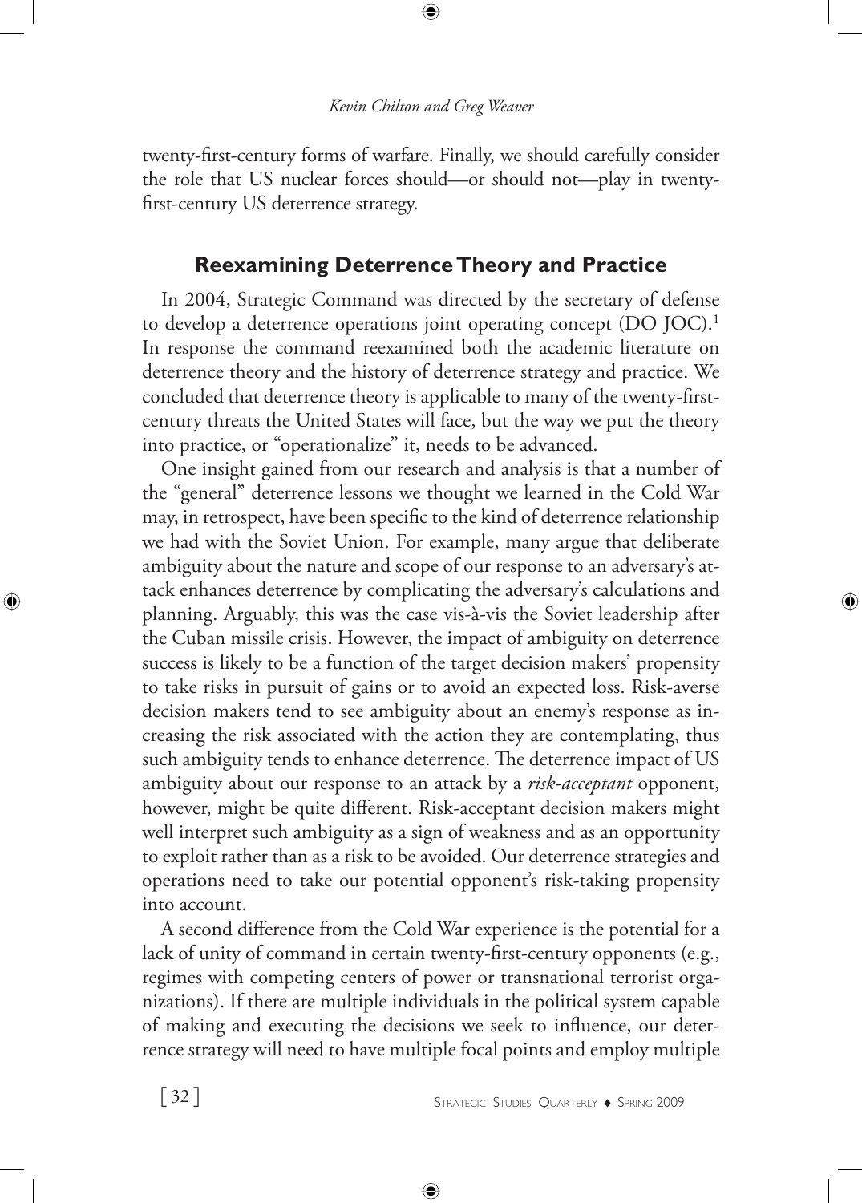twenty-first-century forms of warfare. Finally, we should carefully consider the role that US nuclear forces should—or should not—play in twenty-first-century US deterrence strategy.

## Reexamining Deterrence Theory and Practice

In 2004, Strategic Command was directed by the secretary of defense to develop a deterrence operations joint operating concept (DO JOC).[1] In response the command reexamined both the academic literature on deterrence theory and the history of deterrence strategy and practice. We concluded that deterrence theory is applicable to many of the twenty-first-century threats the United States will face, but the way we put the theory into practice, or "operationalize" it, needs to be advanced.

One insight gained from our research and analysis is that a number of the "general" deterrence lessons we thought we learned in the Cold War may, in retrospect, have been specific to the kind of deterrence relationship we had with the Soviet Union. For example, many argue that deliberate ambiguity about the nature and scope of our response to an adversary's attack enhances deterrence by complicating the adversary's calculations and planning. Arguably, this was the case vis-à-vis the Soviet leadership after the Cuban missile crisis. However, the impact of ambiguity on deterrence success is likely to be a function of the target decision makers' propensity to take risks in pursuit of gains or to avoid an expected loss. Risk-averse decision makers tend to see ambiguity about an enemy's response as increasing the risk associated with the action they are contemplating, thus such ambiguity tends to enhance deterrence. The deterrence impact of US ambiguity about our response to an attack by a *risk-acceptant* opponent, however, might be quite different. Risk-acceptant decision makers might well interpret such ambiguity as a sign of weakness and as an opportunity to exploit rather than as a risk to be avoided. Our deterrence strategies and operations need to take our potential opponent's risk-taking propensity into account.

A second difference from the Cold War experience is the potential for a lack of unity of command in certain twenty-first-century opponents (e.g., regimes with competing centers of power or transnational terrorist organizations). If there are multiple individuals in the political system capable of making and executing the decisions we seek to influence, our deterrence strategy will need to have multiple focal points and employ multiple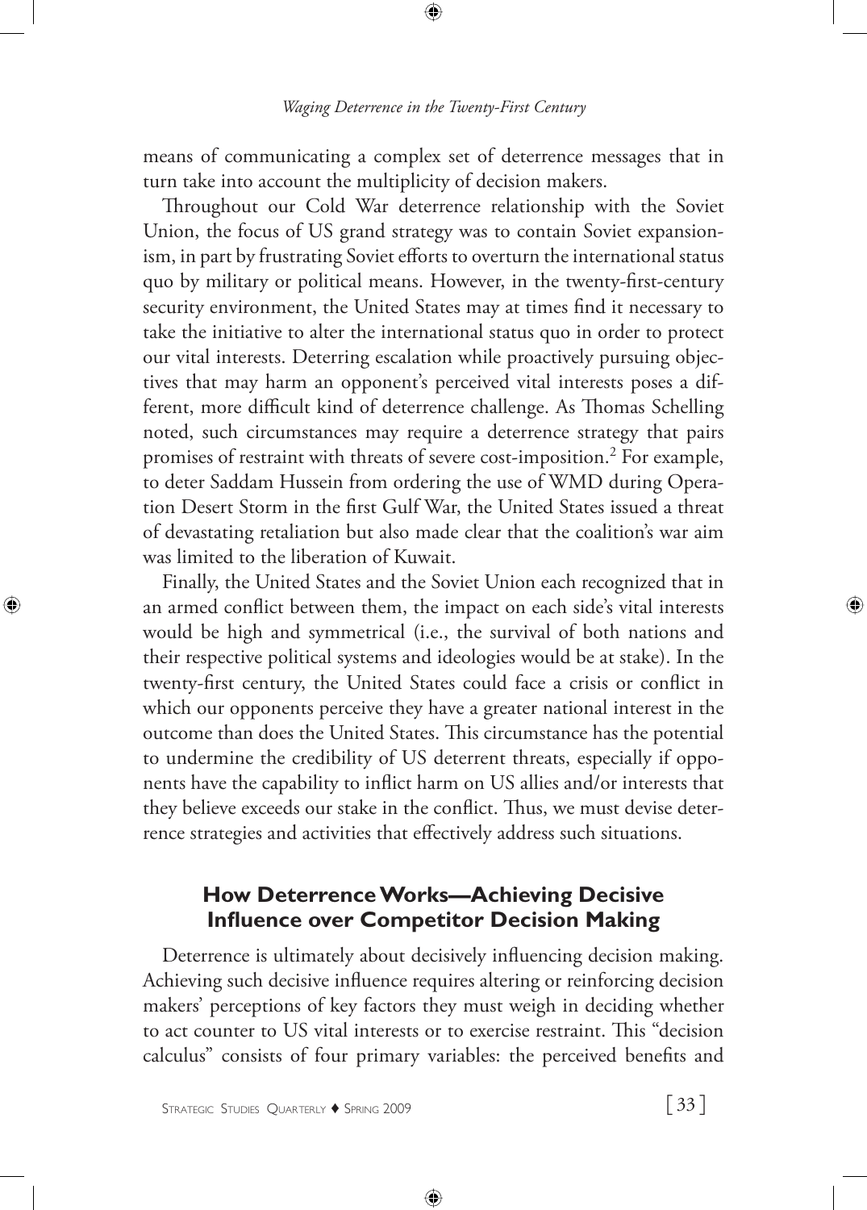means of communicating a complex set of deterrence messages that in turn take into account the multiplicity of decision makers.

Throughout our Cold War deterrence relationship with the Soviet Union, the focus of US grand strategy was to contain Soviet expansionism, in part by frustrating Soviet efforts to overturn the international status quo by military or political means. However, in the twenty-first-century security environment, the United States may at times find it necessary to take the initiative to alter the international status quo in order to protect our vital interests. Deterring escalation while proactively pursuing objectives that may harm an opponent's perceived vital interests poses a different, more difficult kind of deterrence challenge. As Thomas Schelling noted, such circumstances may require a deterrence strategy that pairs promises of restraint with threats of severe cost-imposition.[2] For example, to deter Saddam Hussein from ordering the use of WMD during Operation Desert Storm in the first Gulf War, the United States issued a threat of devastating retaliation but also made clear that the coalition's war aim was limited to the liberation of Kuwait.

Finally, the United States and the Soviet Union each recognized that in an armed conflict between them, the impact on each side's vital interests would be high and symmetrical (i.e., the survival of both nations and their respective political systems and ideologies would be at stake). In the twenty-first century, the United States could face a crisis or conflict in which our opponents perceive they have a greater national interest in the outcome than does the United States. This circumstance has the potential to undermine the credibility of US deterrent threats, especially if opponents have the capability to inflict harm on US allies and/or interests that they believe exceeds our stake in the conflict. Thus, we must devise deterrence strategies and activities that effectively address such situations.

## How Deterrence Works—Achieving Decisive Influence over Competitor Decision Making

Deterrence is ultimately about decisively influencing decision making. Achieving such decisive influence requires altering or reinforcing decision makers' perceptions of key factors they must weigh in deciding whether to act counter to US vital interests or to exercise restraint. This "decision calculus" consists of four primary variables: the perceived benefits and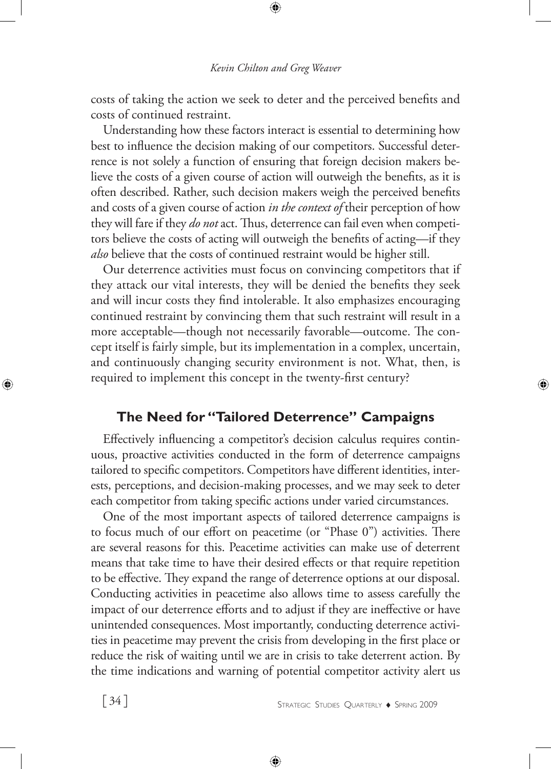costs of taking the action we seek to deter and the perceived benefits and costs of continued restraint.

Understanding how these factors interact is essential to determining how best to influence the decision making of our competitors. Successful deterrence is not solely a function of ensuring that foreign decision makers believe the costs of a given course of action will outweigh the benefits, as it is often described. Rather, such decision makers weigh the perceived benefits and costs of a given course of action *in the context of* their perception of how they will fare if they *do not* act. Thus, deterrence can fail even when competitors believe the costs of acting will outweigh the benefits of acting—if they *also* believe that the costs of continued restraint would be higher still.

Our deterrence activities must focus on convincing competitors that if they attack our vital interests, they will be denied the benefits they seek and will incur costs they find intolerable. It also emphasizes encouraging continued restraint by convincing them that such restraint will result in a more acceptable—though not necessarily favorable—outcome. The concept itself is fairly simple, but its implementation in a complex, uncertain, and continuously changing security environment is not. What, then, is required to implement this concept in the twenty-first century?

## The Need for "Tailored Deterrence" Campaigns

Effectively influencing a competitor's decision calculus requires continuous, proactive activities conducted in the form of deterrence campaigns tailored to specific competitors. Competitors have different identities, interests, perceptions, and decision-making processes, and we may seek to deter each competitor from taking specific actions under varied circumstances.

One of the most important aspects of tailored deterrence campaigns is to focus much of our effort on peacetime (or "Phase 0") activities. There are several reasons for this. Peacetime activities can make use of deterrent means that take time to have their desired effects or that require repetition to be effective. They expand the range of deterrence options at our disposal. Conducting activities in peacetime also allows time to assess carefully the impact of our deterrence efforts and to adjust if they are ineffective or have unintended consequences. Most importantly, conducting deterrence activities in peacetime may prevent the crisis from developing in the first place or reduce the risk of waiting until we are in crisis to take deterrent action. By the time indications and warning of potential competitor activity alert us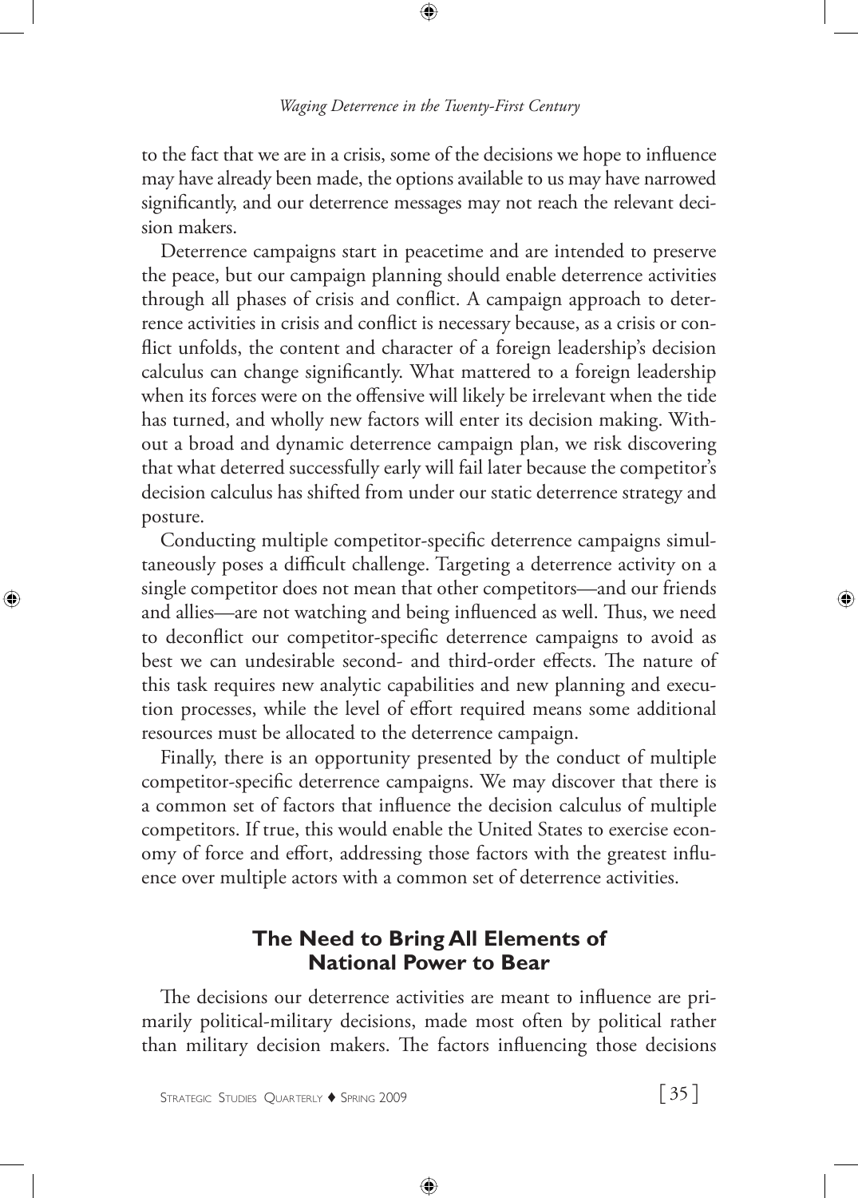to the fact that we are in a crisis, some of the decisions we hope to influence may have already been made, the options available to us may have narrowed significantly, and our deterrence messages may not reach the relevant decision makers.

Deterrence campaigns start in peacetime and are intended to preserve the peace, but our campaign planning should enable deterrence activities through all phases of crisis and conflict. A campaign approach to deterrence activities in crisis and conflict is necessary because, as a crisis or conflict unfolds, the content and character of a foreign leadership's decision calculus can change significantly. What mattered to a foreign leadership when its forces were on the offensive will likely be irrelevant when the tide has turned, and wholly new factors will enter its decision making. Without a broad and dynamic deterrence campaign plan, we risk discovering that what deterred successfully early will fail later because the competitor's decision calculus has shifted from under our static deterrence strategy and posture.

Conducting multiple competitor-specific deterrence campaigns simultaneously poses a difficult challenge. Targeting a deterrence activity on a single competitor does not mean that other competitors—and our friends and allies—are not watching and being influenced as well. Thus, we need to deconflict our competitor-specific deterrence campaigns to avoid as best we can undesirable second- and third-order effects. The nature of this task requires new analytic capabilities and new planning and execution processes, while the level of effort required means some additional resources must be allocated to the deterrence campaign.

Finally, there is an opportunity presented by the conduct of multiple competitor-specific deterrence campaigns. We may discover that there is a common set of factors that influence the decision calculus of multiple competitors. If true, this would enable the United States to exercise economy of force and effort, addressing those factors with the greatest influence over multiple actors with a common set of deterrence activities.

## The Need to Bring All Elements of National Power to Bear

The decisions our deterrence activities are meant to influence are primarily political-military decisions, made most often by political rather than military decision makers. The factors influencing those decisions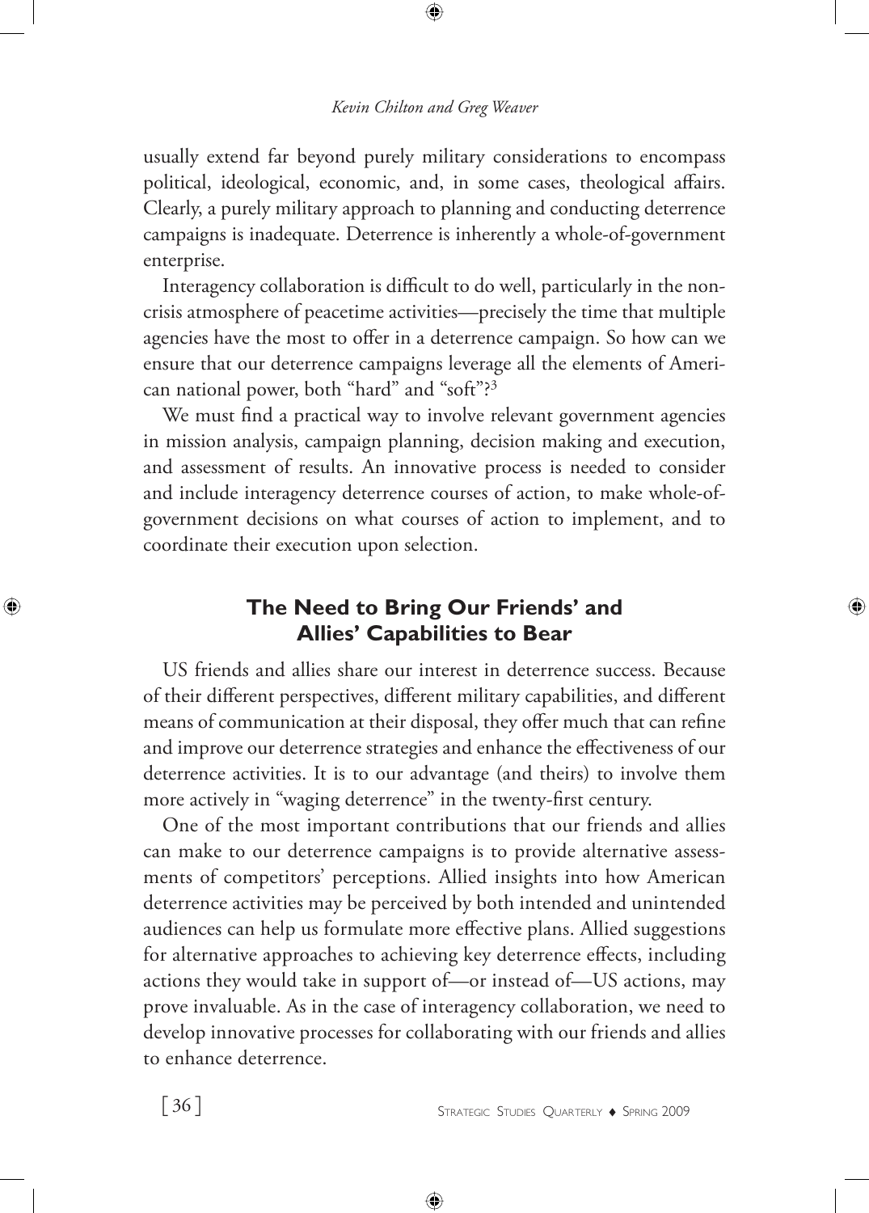usually extend far beyond purely military considerations to encompass political, ideological, economic, and, in some cases, theological affairs. Clearly, a purely military approach to planning and conducting deterrence campaigns is inadequate. Deterrence is inherently a whole-of-government enterprise.

Interagency collaboration is difficult to do well, particularly in the noncrisis atmosphere of peacetime activities—precisely the time that multiple agencies have the most to offer in a deterrence campaign. So how can we ensure that our deterrence campaigns leverage all the elements of American national power, both "hard" and "soft"?[3]

We must find a practical way to involve relevant government agencies in mission analysis, campaign planning, decision making and execution, and assessment of results. An innovative process is needed to consider and include interagency deterrence courses of action, to make whole-of-government decisions on what courses of action to implement, and to coordinate their execution upon selection.

## The Need to Bring Our Friends' and Allies' Capabilities to Bear

US friends and allies share our interest in deterrence success. Because of their different perspectives, different military capabilities, and different means of communication at their disposal, they offer much that can refine and improve our deterrence strategies and enhance the effectiveness of our deterrence activities. It is to our advantage (and theirs) to involve them more actively in "waging deterrence" in the twenty-first century.

One of the most important contributions that our friends and allies can make to our deterrence campaigns is to provide alternative assessments of competitors' perceptions. Allied insights into how American deterrence activities may be perceived by both intended and unintended audiences can help us formulate more effective plans. Allied suggestions for alternative approaches to achieving key deterrence effects, including actions they would take in support of—or instead of—US actions, may prove invaluable. As in the case of interagency collaboration, we need to develop innovative processes for collaborating with our friends and allies to enhance deterrence.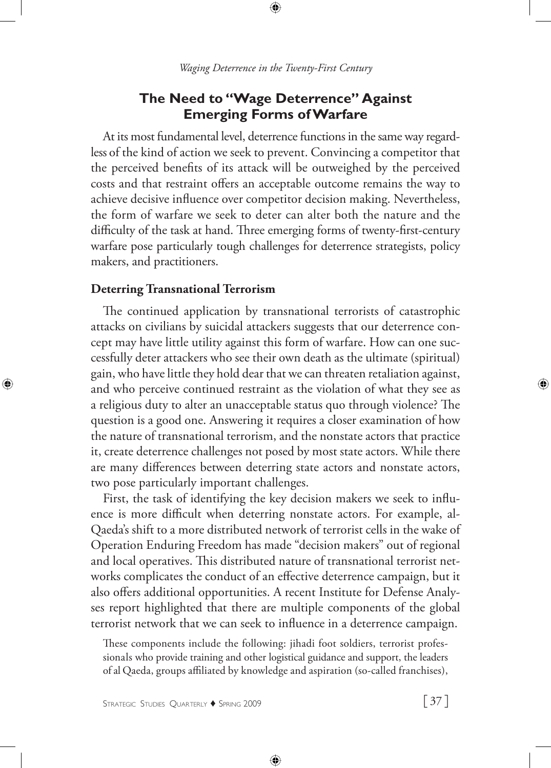## The Need to "Wage Deterrence" Against Emerging Forms of Warfare

At its most fundamental level, deterrence functions in the same way regardless of the kind of action we seek to prevent. Convincing a competitor that the perceived benefits of its attack will be outweighed by the perceived costs and that restraint offers an acceptable outcome remains the way to achieve decisive influence over competitor decision making. Nevertheless, the form of warfare we seek to deter can alter both the nature and the difficulty of the task at hand. Three emerging forms of twenty-first-century warfare pose particularly tough challenges for deterrence strategists, policy makers, and practitioners.

### Deterring Transnational Terrorism

The continued application by transnational terrorists of catastrophic attacks on civilians by suicidal attackers suggests that our deterrence concept may have little utility against this form of warfare. How can one successfully deter attackers who see their own death as the ultimate (spiritual) gain, who have little they hold dear that we can threaten retaliation against, and who perceive continued restraint as the violation of what they see as a religious duty to alter an unacceptable status quo through violence? The question is a good one. Answering it requires a closer examination of how the nature of transnational terrorism, and the nonstate actors that practice it, create deterrence challenges not posed by most state actors. While there are many differences between deterring state actors and nonstate actors, two pose particularly important challenges.

First, the task of identifying the key decision makers we seek to influence is more difficult when deterring nonstate actors. For example, al-Qaeda's shift to a more distributed network of terrorist cells in the wake of Operation Enduring Freedom has made "decision makers" out of regional and local operatives. This distributed nature of transnational terrorist networks complicates the conduct of an effective deterrence campaign, but it also offers additional opportunities. A recent Institute for Defense Analyses report highlighted that there are multiple components of the global terrorist network that we can seek to influence in a deterrence campaign.

> These components include the following: jihadi foot soldiers, terrorist professionals who provide training and other logistical guidance and support, the leaders of al Qaeda, groups affiliated by knowledge and aspiration (so-called franchises),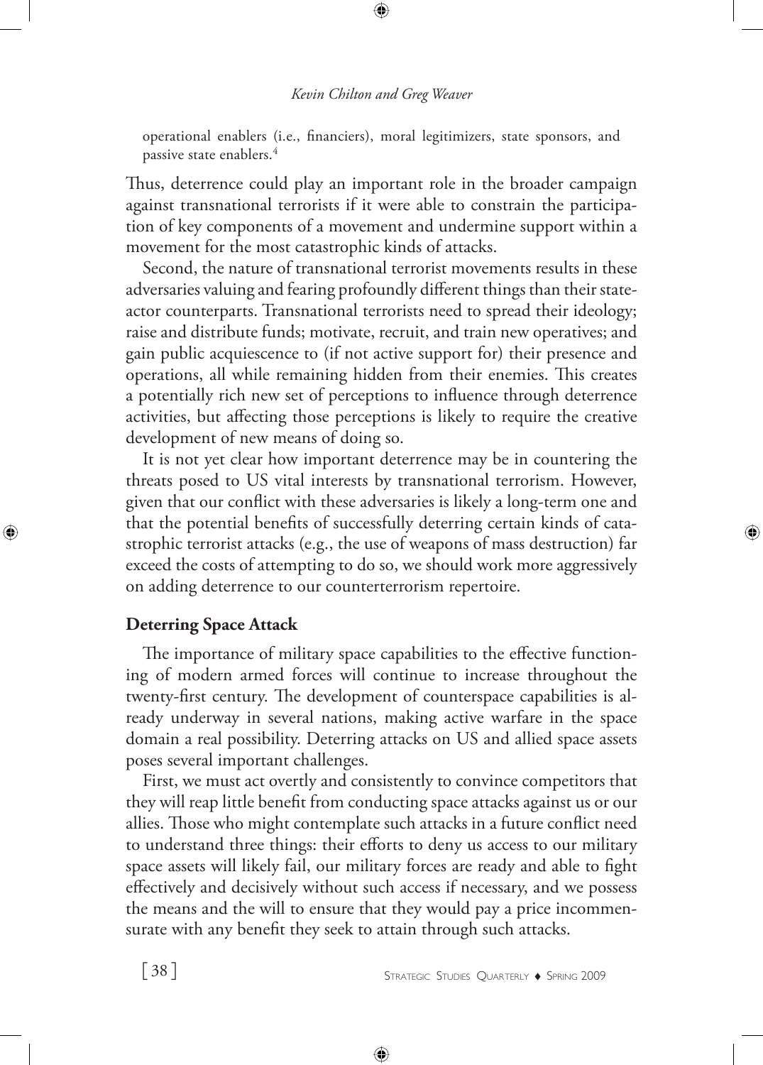operational enablers (i.e., financiers), moral legitimizers, state sponsors, and passive state enablers.[4]

Thus, deterrence could play an important role in the broader campaign against transnational terrorists if it were able to constrain the participation of key components of a movement and undermine support within a movement for the most catastrophic kinds of attacks.

Second, the nature of transnational terrorist movements results in these adversaries valuing and fearing profoundly different things than their state-actor counterparts. Transnational terrorists need to spread their ideology; raise and distribute funds; motivate, recruit, and train new operatives; and gain public acquiescence to (if not active support for) their presence and operations, all while remaining hidden from their enemies. This creates a potentially rich new set of perceptions to influence through deterrence activities, but affecting those perceptions is likely to require the creative development of new means of doing so.

It is not yet clear how important deterrence may be in countering the threats posed to US vital interests by transnational terrorism. However, given that our conflict with these adversaries is likely a long-term one and that the potential benefits of successfully deterring certain kinds of catastrophic terrorist attacks (e.g., the use of weapons of mass destruction) far exceed the costs of attempting to do so, we should work more aggressively on adding deterrence to our counterterrorism repertoire.

### Deterring Space Attack

The importance of military space capabilities to the effective functioning of modern armed forces will continue to increase throughout the twenty-first century. The development of counterspace capabilities is already underway in several nations, making active warfare in the space domain a real possibility. Deterring attacks on US and allied space assets poses several important challenges.

First, we must act overtly and consistently to convince competitors that they will reap little benefit from conducting space attacks against us or our allies. Those who might contemplate such attacks in a future conflict need to understand three things: their efforts to deny us access to our military space assets will likely fail, our military forces are ready and able to fight effectively and decisively without such access if necessary, and we possess the means and the will to ensure that they would pay a price incommensurate with any benefit they seek to attain through such attacks.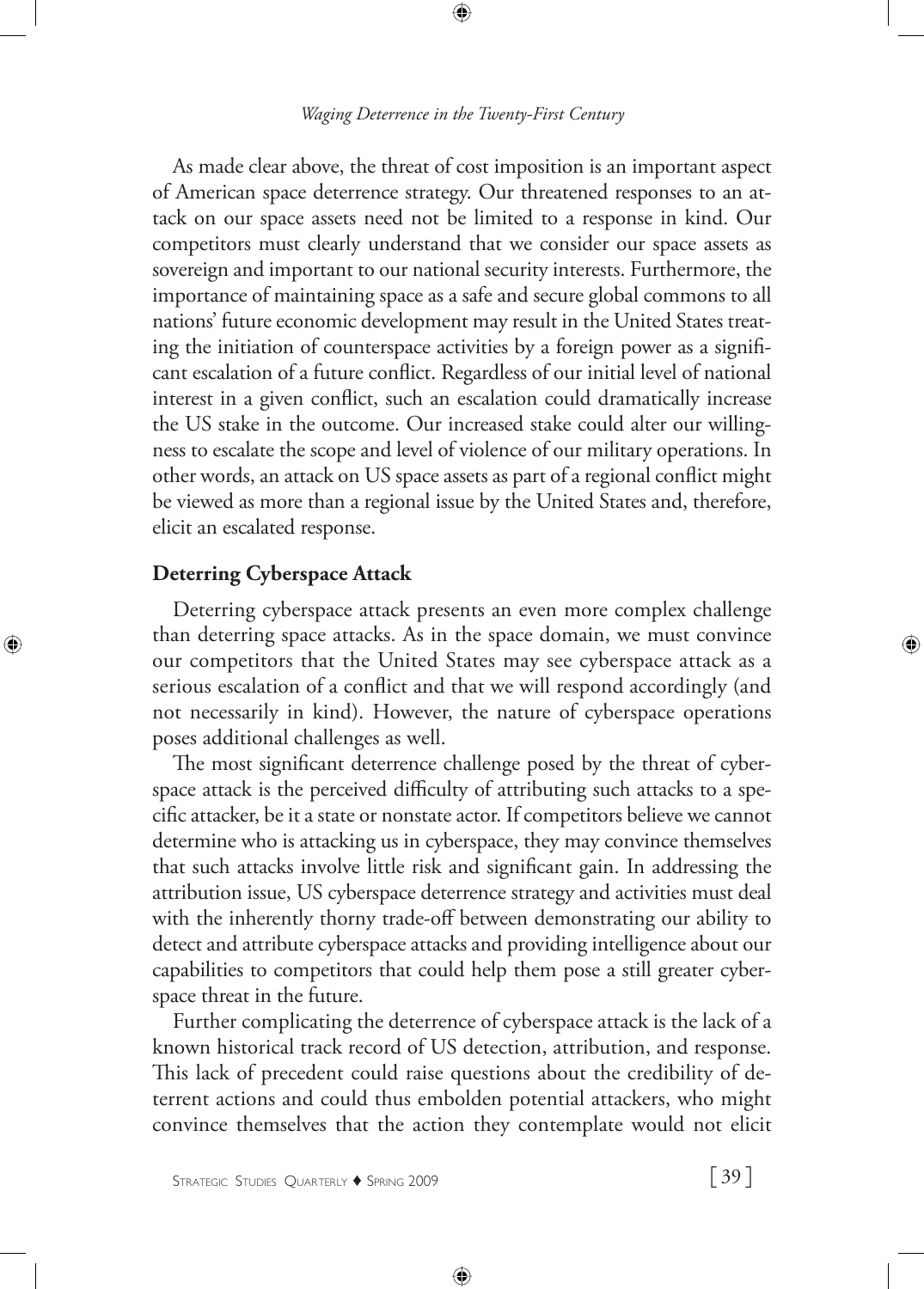As made clear above, the threat of cost imposition is an important aspect of American space deterrence strategy. Our threatened responses to an attack on our space assets need not be limited to a response in kind. Our competitors must clearly understand that we consider our space assets as sovereign and important to our national security interests. Furthermore, the importance of maintaining space as a safe and secure global commons to all nations' future economic development may result in the United States treating the initiation of counterspace activities by a foreign power as a significant escalation of a future conflict. Regardless of our initial level of national interest in a given conflict, such an escalation could dramatically increase the US stake in the outcome. Our increased stake could alter our willingness to escalate the scope and level of violence of our military operations. In other words, an attack on US space assets as part of a regional conflict might be viewed as more than a regional issue by the United States and, therefore, elicit an escalated response.

## Deterring Cyberspace Attack

Deterring cyberspace attack presents an even more complex challenge than deterring space attacks. As in the space domain, we must convince our competitors that the United States may see cyberspace attack as a serious escalation of a conflict and that we will respond accordingly (and not necessarily in kind). However, the nature of cyberspace operations poses additional challenges as well.

The most significant deterrence challenge posed by the threat of cyberspace attack is the perceived difficulty of attributing such attacks to a specific attacker, be it a state or nonstate actor. If competitors believe we cannot determine who is attacking us in cyberspace, they may convince themselves that such attacks involve little risk and significant gain. In addressing the attribution issue, US cyberspace deterrence strategy and activities must deal with the inherently thorny trade-off between demonstrating our ability to detect and attribute cyberspace attacks and providing intelligence about our capabilities to competitors that could help them pose a still greater cyberspace threat in the future.

Further complicating the deterrence of cyberspace attack is the lack of a known historical track record of US detection, attribution, and response. This lack of precedent could raise questions about the credibility of deterrent actions and could thus embolden potential attackers, who might convince themselves that the action they contemplate would not elicit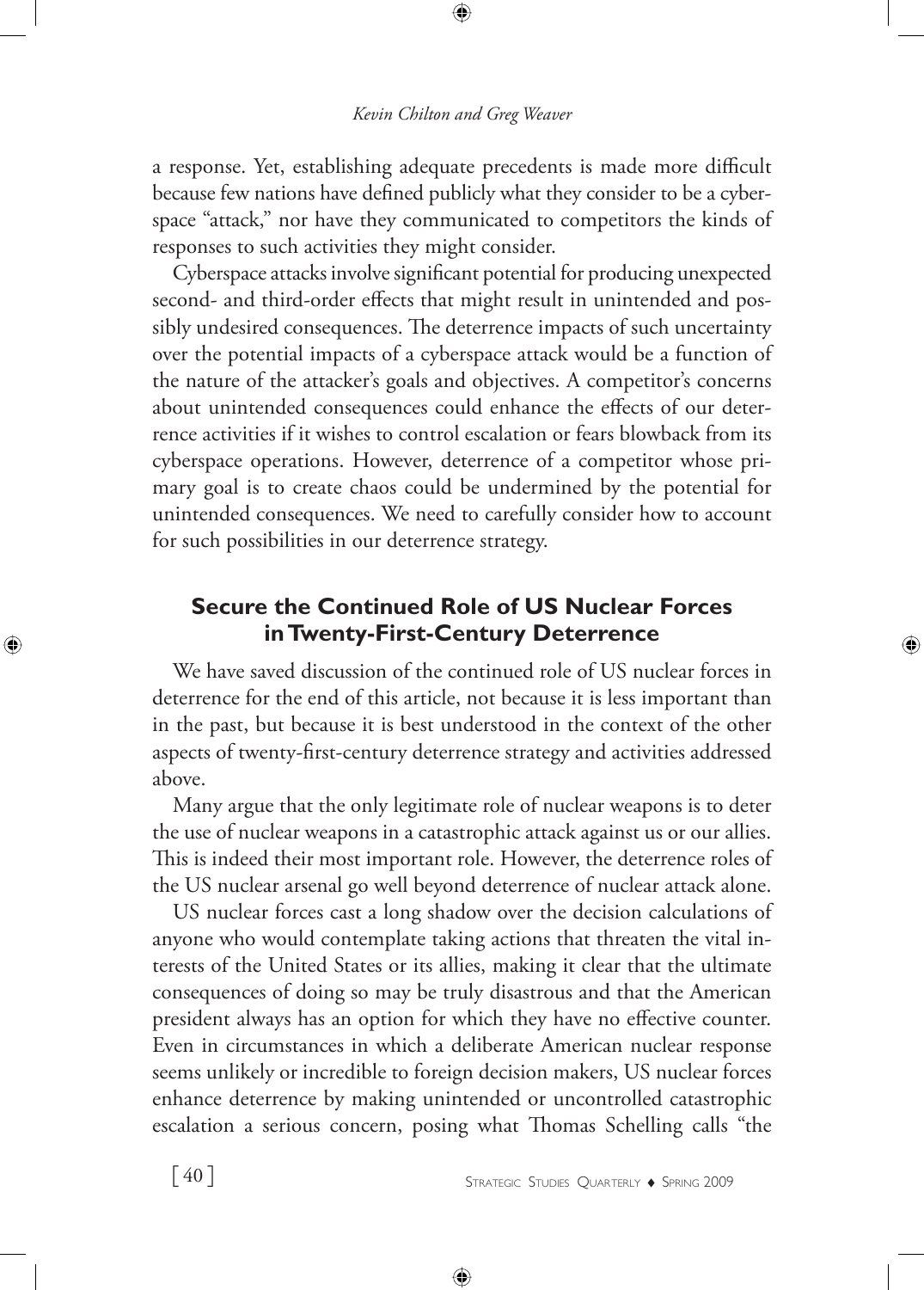a response. Yet, establishing adequate precedents is made more difficult because few nations have defined publicly what they consider to be a cyberspace "attack," nor have they communicated to competitors the kinds of responses to such activities they might consider.

Cyberspace attacks involve significant potential for producing unexpected second- and third-order effects that might result in unintended and possibly undesired consequences. The deterrence impacts of such uncertainty over the potential impacts of a cyberspace attack would be a function of the nature of the attacker's goals and objectives. A competitor's concerns about unintended consequences could enhance the effects of our deterrence activities if it wishes to control escalation or fears blowback from its cyberspace operations. However, deterrence of a competitor whose primary goal is to create chaos could be undermined by the potential for unintended consequences. We need to carefully consider how to account for such possibilities in our deterrence strategy.

## Secure the Continued Role of US Nuclear Forces in Twenty-First-Century Deterrence

We have saved discussion of the continued role of US nuclear forces in deterrence for the end of this article, not because it is less important than in the past, but because it is best understood in the context of the other aspects of twenty-first-century deterrence strategy and activities addressed above.

Many argue that the only legitimate role of nuclear weapons is to deter the use of nuclear weapons in a catastrophic attack against us or our allies. This is indeed their most important role. However, the deterrence roles of the US nuclear arsenal go well beyond deterrence of nuclear attack alone.

US nuclear forces cast a long shadow over the decision calculations of anyone who would contemplate taking actions that threaten the vital interests of the United States or its allies, making it clear that the ultimate consequences of doing so may be truly disastrous and that the American president always has an option for which they have no effective counter. Even in circumstances in which a deliberate American nuclear response seems unlikely or incredible to foreign decision makers, US nuclear forces enhance deterrence by making unintended or uncontrolled catastrophic escalation a serious concern, posing what Thomas Schelling calls "the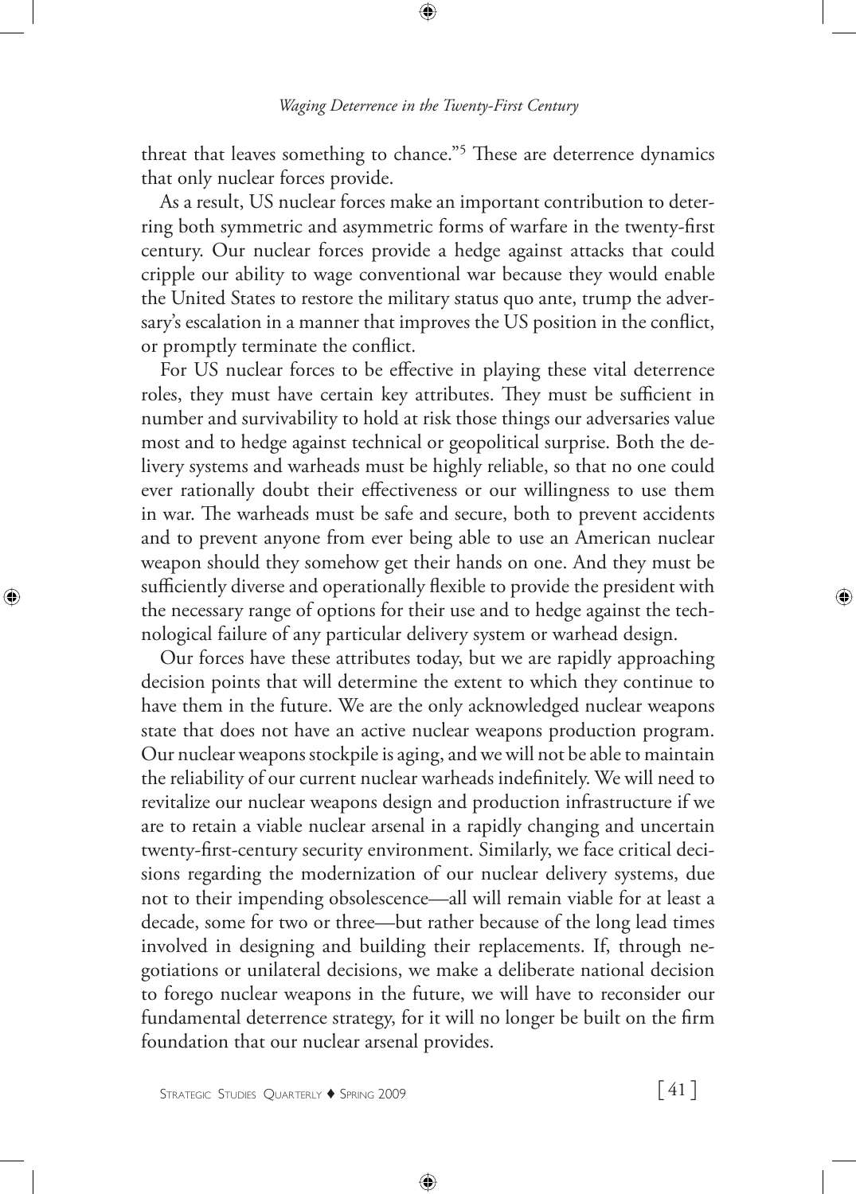threat that leaves something to chance."[5] These are deterrence dynamics that only nuclear forces provide.

As a result, US nuclear forces make an important contribution to deterring both symmetric and asymmetric forms of warfare in the twenty-first century. Our nuclear forces provide a hedge against attacks that could cripple our ability to wage conventional war because they would enable the United States to restore the military status quo ante, trump the adversary's escalation in a manner that improves the US position in the conflict, or promptly terminate the conflict.

For US nuclear forces to be effective in playing these vital deterrence roles, they must have certain key attributes. They must be sufficient in number and survivability to hold at risk those things our adversaries value most and to hedge against technical or geopolitical surprise. Both the delivery systems and warheads must be highly reliable, so that no one could ever rationally doubt their effectiveness or our willingness to use them in war. The warheads must be safe and secure, both to prevent accidents and to prevent anyone from ever being able to use an American nuclear weapon should they somehow get their hands on one. And they must be sufficiently diverse and operationally flexible to provide the president with the necessary range of options for their use and to hedge against the technological failure of any particular delivery system or warhead design.

Our forces have these attributes today, but we are rapidly approaching decision points that will determine the extent to which they continue to have them in the future. We are the only acknowledged nuclear weapons state that does not have an active nuclear weapons production program. Our nuclear weapons stockpile is aging, and we will not be able to maintain the reliability of our current nuclear warheads indefinitely. We will need to revitalize our nuclear weapons design and production infrastructure if we are to retain a viable nuclear arsenal in a rapidly changing and uncertain twenty-first-century security environment. Similarly, we face critical decisions regarding the modernization of our nuclear delivery systems, due not to their impending obsolescence—all will remain viable for at least a decade, some for two or three—but rather because of the long lead times involved in designing and building their replacements. If, through negotiations or unilateral decisions, we make a deliberate national decision to forego nuclear weapons in the future, we will have to reconsider our fundamental deterrence strategy, for it will no longer be built on the firm foundation that our nuclear arsenal provides.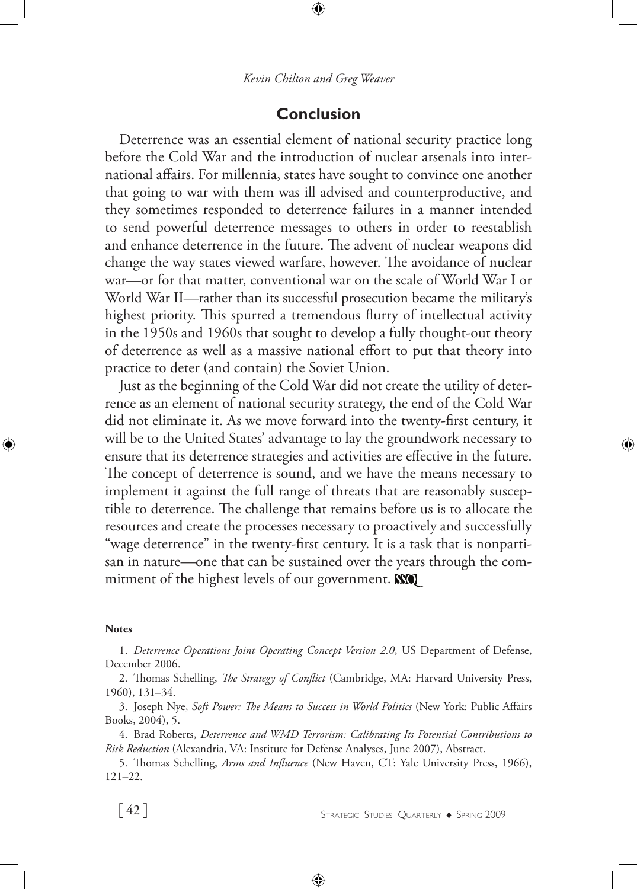## Conclusion

Deterrence was an essential element of national security practice long before the Cold War and the introduction of nuclear arsenals into international affairs. For millennia, states have sought to convince one another that going to war with them was ill advised and counterproductive, and they sometimes responded to deterrence failures in a manner intended to send powerful deterrence messages to others in order to reestablish and enhance deterrence in the future. The advent of nuclear weapons did change the way states viewed warfare, however. The avoidance of nuclear war—or for that matter, conventional war on the scale of World War I or World War II—rather than its successful prosecution became the military's highest priority. This spurred a tremendous flurry of intellectual activity in the 1950s and 1960s that sought to develop a fully thought-out theory of deterrence as well as a massive national effort to put that theory into practice to deter (and contain) the Soviet Union.

Just as the beginning of the Cold War did not create the utility of deterrence as an element of national security strategy, the end of the Cold War did not eliminate it. As we move forward into the twenty-first century, it will be to the United States' advantage to lay the groundwork necessary to ensure that its deterrence strategies and activities are effective in the future. The concept of deterrence is sound, and we have the means necessary to implement it against the full range of threats that are reasonably susceptible to deterrence. The challenge that remains before us is to allocate the resources and create the processes necessary to proactively and successfully "wage deterrence" in the twenty-first century. It is a task that is nonpartisan in nature—one that can be sustained over the years through the commitment of the highest levels of our government.

**Notes**

1. *Deterrence Operations Joint Operating Concept Version 2.0*, US Department of Defense, December 2006.

2. Thomas Schelling, *The Strategy of Conflict* (Cambridge, MA: Harvard University Press, 1960), 131–34.

3. Joseph Nye, *Soft Power: The Means to Success in World Politics* (New York: Public Affairs Books, 2004), 5.

4. Brad Roberts, *Deterrence and WMD Terrorism: Calibrating Its Potential Contributions to Risk Reduction* (Alexandria, VA: Institute for Defense Analyses, June 2007), Abstract.

5. Thomas Schelling, *Arms and Influence* (New Haven, CT: Yale University Press, 1966), 121–22.